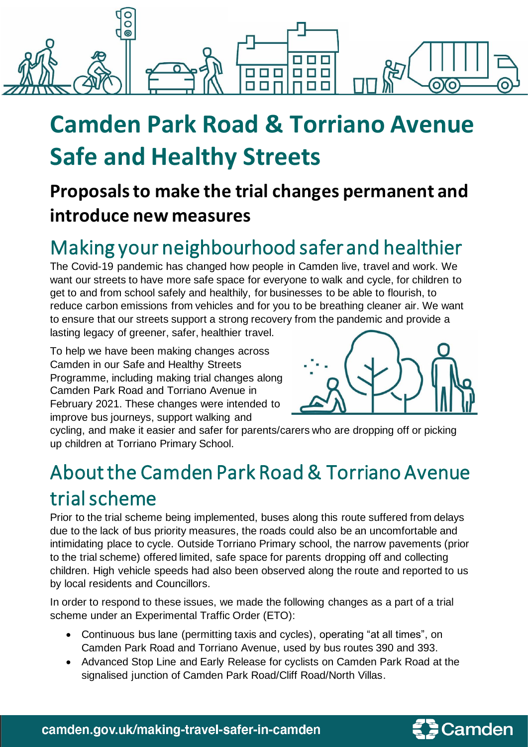# Camden Park Road & Torriano Avenue Safe and Healthy Streets

## Proposals to make the trial changes permanent and introduce new measures

## Making your neighbourhood safer and healthier

The Covid-19 pandemic has changed how people in Camden live, travel and work. We want our streets to have more safe space for everyone to walk and cycle, for children to get to and from school safely and healthily, for businesses to be able to flourish, to reduce carbon emissions from vehicles and for you to be breathing cleaner air. We want to ensure that our streets support a strong recovery from the pandemic and provide a lasting legacy of greener, safer, healthier travel.

To help we have been making changes across Camden in our Safe and Healthy Streets Programme, including making trial changes along Camden Park Road and Torriano Avenue in February 2021. These changes were intended to improve bus journeys, support walking and cycling, and make it easier and safer for parents/carers who are dropping off or picking up children at Torriano Primary School.

## About the Camden Park Road & Torriano Avenue trial scheme

Prior to the trial scheme being implemented, buses along this route suffered from delays due to the lack of bus priority measures, the roads could also be an uncomfortable and intimidating place to cycle. Outside Torriano Primary school, the narrow pavements (prior to the trial scheme) offered limited, safe space for parents dropping off and collecting children. High vehicle speeds had also been observed along the route and reported to us by local residents and Councillors.

In order to respond to these issues, we made the following changes as a part of a trial scheme under an Experimental Traffic Order (ETO):

- Continuous bus lane (permitting taxis and cycles), operating "at all times", on Camden Park Road and Torriano Avenue, used by bus routes 390 and 393.
- Advanced Stop Line and Early Release for cyclists on Camden Park Road at the signalised junction of Camden Park Road/Cliff Road/North Villas.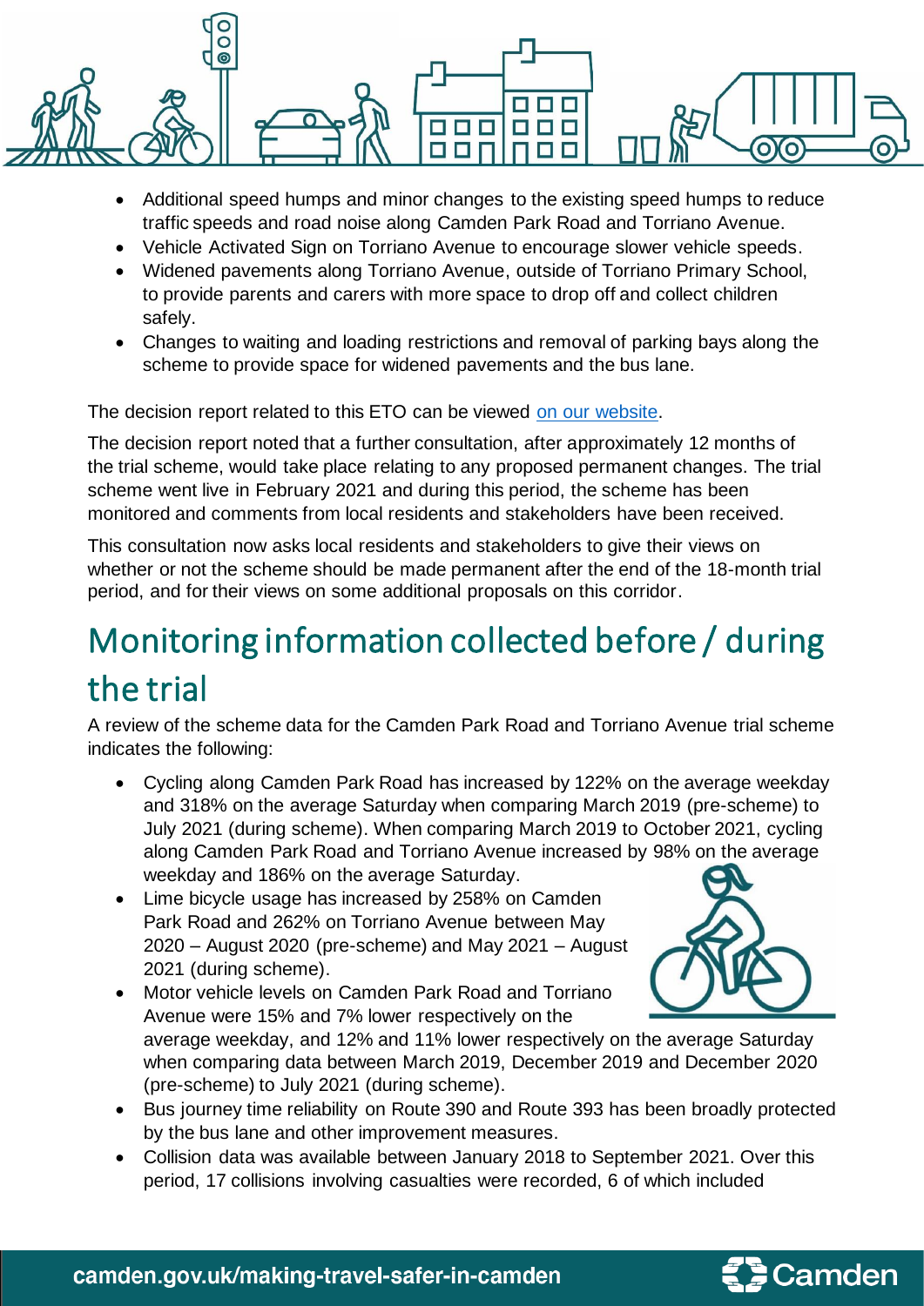- Additional speed humps and minor changes to the existing speed humps to reduce traffic speeds and road noise along Camden Park Road and Torriano Avenue.
- Vehicle Activated Sign on Torriano Avenue to encourage slower vehicle speeds.
- Widened pavements along Torriano Avenue, outside of Torriano Primary School, to provide parents and carers with more space to drop off and collect children safely.
- Changes to waiting and loading restrictions and removal of parking bays along the scheme to provide space for widened pavements and the bus lane.

The decision report related to this ETO can be viewed on our website.

The decision report noted that a further consultation, after approximately 12 months of the trial scheme, would take place relating to any proposed permanent changes. The trial scheme went live in February 2021 and during this period, the scheme has been monitored and comments from local residents and stakeholders have been received.

This consultation now asks local residents and stakeholders to give their views on whether or not the scheme should be made permanent after the end of the 18-month trial period, and for their views on some additional proposals on this corridor.

# Monitoring information collected before / during the trial

A review of the scheme data for the Camden Park Road and Torriano Avenue trial scheme indicates the following:

- Cycling along Camden Park Road has increased by 122% on the average weekday and 318% on the average Saturday when comparing March 2019 (pre-scheme) to July 2021 (during scheme). When comparing March 2019 to October 2021, cycling along Camden Park Road and Torriano Avenue increased by 98% on the average weekday and 186% on the average Saturday.
- Lime bicycle usage has increased by 258% on Camden Park Road and 262% on Torriano Avenue between May 2020 – August 2020 (pre-scheme) and May 2021 – August 2021 (during scheme).
- Motor vehicle levels on Camden Park Road and Torriano Avenue were 15% and 7% lower respectively on the average weekday, and 12% and 11% lower respectively on the average Saturday when comparing data between March 2019, December 2019 and December 2020 (pre-scheme) to July 2021 (during scheme).
- Bus journey time reliability on Route 390 and Route 393 has been broadly protected by the bus lane and other improvement measures.
- Collision data was available between January 2018 to September 2021. Over this period, 17 collisions involving casualties were recorded, 6 of which included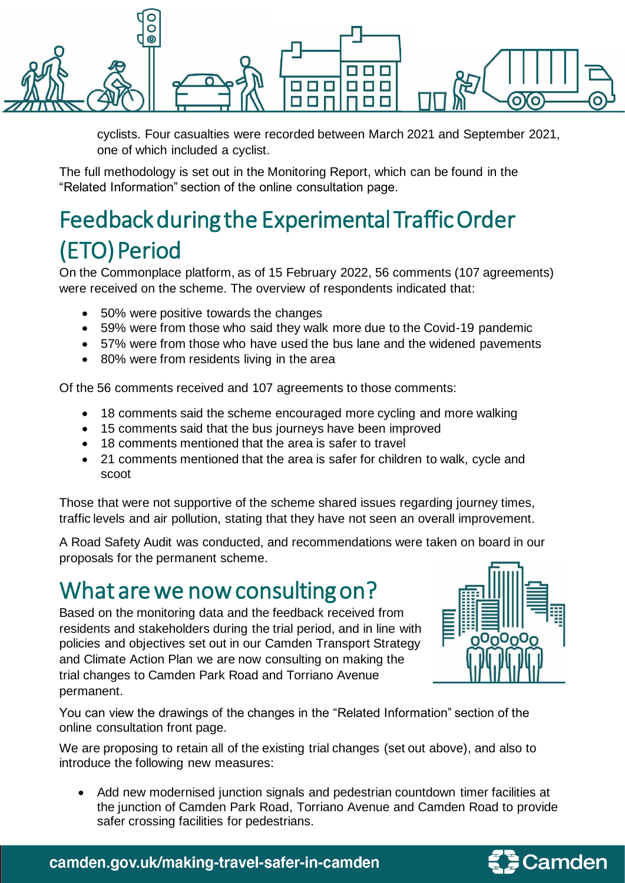cyclists. Four casualties were recorded between March 2021 and September 2021, one of which included a cyclist.

The full methodology is set out in the Monitoring Report, which can be found in the "Related Information" section of the online consultation page.

# Feedback during the Experimental Traffic Order (ETO) Period

On the Commonplace platform, as of 15 February 2022, 56 comments (107 agreements) were received on the scheme. The overview of respondents indicated that:

- 50% were positive towards the changes
- 59% were from those who said they walk more due to the Covid-19 pandemic
- 57% were from those who have used the bus lane and the widened pavements
- 80% were from residents living in the area

Of the 56 comments received and 107 agreements to those comments:

- 18 comments said the scheme encouraged more cycling and more walking
- 15 comments said that the bus journeys have been improved
- 18 comments mentioned that the area is safer to travel
- 21 comments mentioned that the area is safer for children to walk, cycle and scoot

Those that were not supportive of the scheme shared issues regarding journey times, traffic levels and air pollution, stating that they have not seen an overall improvement.

A Road Safety Audit was conducted, and recommendations were taken on board in our proposals for the permanent scheme.

# What are we now consulting on?

Based on the monitoring data and the feedback received from residents and stakeholders during the trial period, and in line with policies and objectives set out in our Camden Transport Strategy and Climate Action Plan we are now consulting on making the trial changes to Camden Park Road and Torriano Avenue permanent.

You can view the drawings of the changes in the "Related Information" section of the online consultation front page.

We are proposing to retain all of the existing trial changes (set out above), and also to introduce the following new measures:

- Add new modernised junction signals and pedestrian countdown timer facilities at the junction of Camden Park Road, Torriano Avenue and Camden Road to provide safer crossing facilities for pedestrians.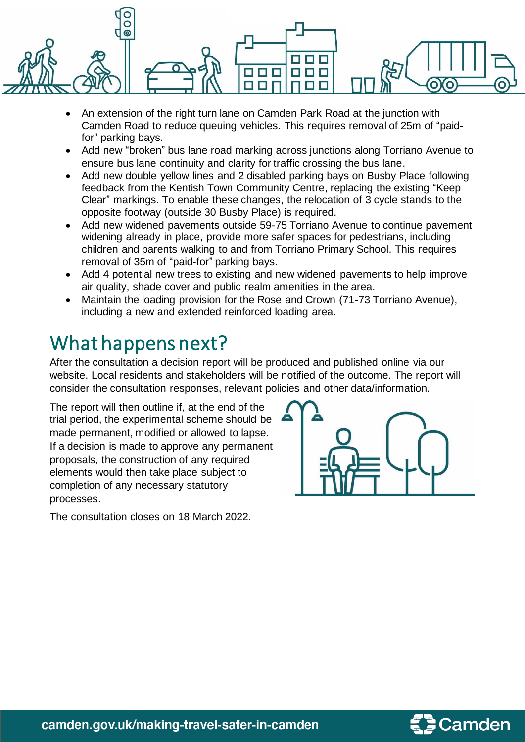- An extension of the right turn lane on Camden Park Road at the junction with Camden Road to reduce queuing vehicles. This requires removal of 25m of "paid-for" parking bays.
- Add new "broken" bus lane road marking across junctions along Torriano Avenue to ensure bus lane continuity and clarity for traffic crossing the bus lane.
- Add new double yellow lines and 2 disabled parking bays on Busby Place following feedback from the Kentish Town Community Centre, replacing the existing "Keep Clear" markings. To enable these changes, the relocation of 3 cycle stands to the opposite footway (outside 30 Busby Place) is required.
- Add new widened pavements outside 59-75 Torriano Avenue to continue pavement widening already in place, provide more safer spaces for pedestrians, including children and parents walking to and from Torriano Primary School. This requires removal of 35m of "paid-for" parking bays.
- Add 4 potential new trees to existing and new widened pavements to help improve air quality, shade cover and public realm amenities in the area.
- Maintain the loading provision for the Rose and Crown (71-73 Torriano Avenue), including a new and extended reinforced loading area.

# What happens next?

After the consultation a decision report will be produced and published online via our website. Local residents and stakeholders will be notified of the outcome. The report will consider the consultation responses, relevant policies and other data/information.

The report will then outline if, at the end of the trial period, the experimental scheme should be made permanent, modified or allowed to lapse. If a decision is made to approve any permanent proposals, the construction of any required elements would then take place subject to completion of any necessary statutory processes.

The consultation closes on 18 March 2022.

camden.gov.uk/making-travel-safer-in-camden

Camden